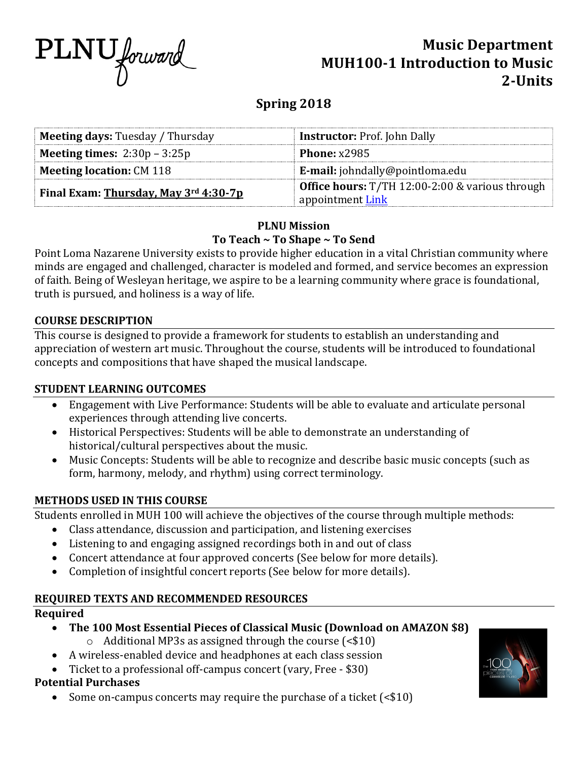PLNU forward

# Music Department
# MUH100-1 Introduction to Music
# 2-Units

## Spring 2018

| | |
|---|---|
| **Meeting days:** Tuesday / Thursday | **Instructor:** Prof. John Dally |
| **Meeting times:** 2:30p – 3:25p | **Phone:** x2985 |
| **Meeting location:** CM 118 | **E-mail:** johndally@pointloma.edu |
| **Final Exam: Thursday, May 3rd 4:30-7p** | **Office hours:** T/TH 12:00-2:00 & various through appointment Link |

**PLNU Mission**

**To Teach ~ To Shape ~ To Send**

Point Loma Nazarene University exists to provide higher education in a vital Christian community where minds are engaged and challenged, character is modeled and formed, and service becomes an expression of faith. Being of Wesleyan heritage, we aspire to be a learning community where grace is foundational, truth is pursued, and holiness is a way of life.

### COURSE DESCRIPTION

This course is designed to provide a framework for students to establish an understanding and appreciation of western art music. Throughout the course, students will be introduced to foundational concepts and compositions that have shaped the musical landscape.

### STUDENT LEARNING OUTCOMES

- Engagement with Live Performance: Students will be able to evaluate and articulate personal experiences through attending live concerts.
- Historical Perspectives: Students will be able to demonstrate an understanding of historical/cultural perspectives about the music.
- Music Concepts: Students will be able to recognize and describe basic music concepts (such as form, harmony, melody, and rhythm) using correct terminology.

### METHODS USED IN THIS COURSE

Students enrolled in MUH 100 will achieve the objectives of the course through multiple methods:

- Class attendance, discussion and participation, and listening exercises
- Listening to and engaging assigned recordings both in and out of class
- Concert attendance at four approved concerts (See below for more details).
- Completion of insightful concert reports (See below for more details).

### REQUIRED TEXTS AND RECOMMENDED RESOURCES

**Required**

- **The 100 Most Essential Pieces of Classical Music (Download on AMAZON $8)**
  - Additional MP3s as assigned through the course (<$10)
- A wireless-enabled device and headphones at each class session
- Ticket to a professional off-campus concert (vary, Free - $30)

**Potential Purchases**

- Some on-campus concerts may require the purchase of a ticket (<$10)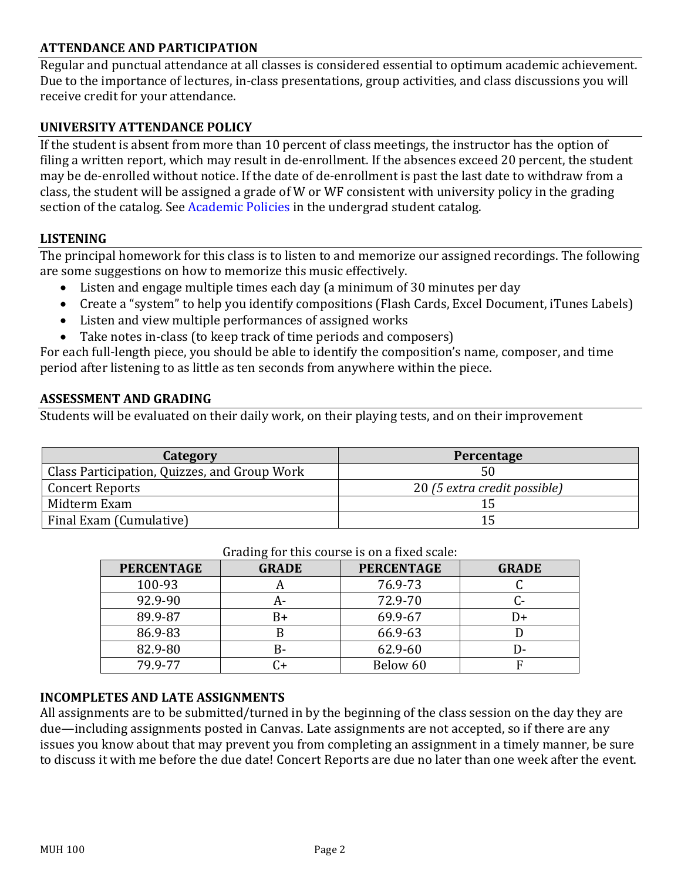## ATTENDANCE AND PARTICIPATION

Regular and punctual attendance at all classes is considered essential to optimum academic achievement. Due to the importance of lectures, in-class presentations, group activities, and class discussions you will receive credit for your attendance.

## UNIVERSITY ATTENDANCE POLICY

If the student is absent from more than 10 percent of class meetings, the instructor has the option of filing a written report, which may result in de-enrollment. If the absences exceed 20 percent, the student may be de-enrolled without notice. If the date of de-enrollment is past the last date to withdraw from a class, the student will be assigned a grade of W or WF consistent with university policy in the grading section of the catalog. See Academic Policies in the undergrad student catalog.

## LISTENING

The principal homework for this class is to listen to and memorize our assigned recordings. The following are some suggestions on how to memorize this music effectively.

- Listen and engage multiple times each day (a minimum of 30 minutes per day
- Create a "system" to help you identify compositions (Flash Cards, Excel Document, iTunes Labels)
- Listen and view multiple performances of assigned works
- Take notes in-class (to keep track of time periods and composers)

For each full-length piece, you should be able to identify the composition's name, composer, and time period after listening to as little as ten seconds from anywhere within the piece.

## ASSESSMENT AND GRADING

Students will be evaluated on their daily work, on their playing tests, and on their improvement

| Category | Percentage |
|---|---|
| Class Participation, Quizzes, and Group Work | 50 |
| Concert Reports | 20 *(5 extra credit possible)* |
| Midterm Exam | 15 |
| Final Exam (Cumulative) | 15 |

Grading for this course is on a fixed scale:

| PERCENTAGE | GRADE | PERCENTAGE | GRADE |
|---|---|---|---|
| 100-93 | A | 76.9-73 | C |
| 92.9-90 | A- | 72.9-70 | C- |
| 89.9-87 | B+ | 69.9-67 | D+ |
| 86.9-83 | B | 66.9-63 | D |
| 82.9-80 | B- | 62.9-60 | D- |
| 79.9-77 | C+ | Below 60 | F |

## INCOMPLETES AND LATE ASSIGNMENTS

All assignments are to be submitted/turned in by the beginning of the class session on the day they are due—including assignments posted in Canvas. Late assignments are not accepted, so if there are any issues you know about that may prevent you from completing an assignment in a timely manner, be sure to discuss it with me before the due date! Concert Reports are due no later than one week after the event.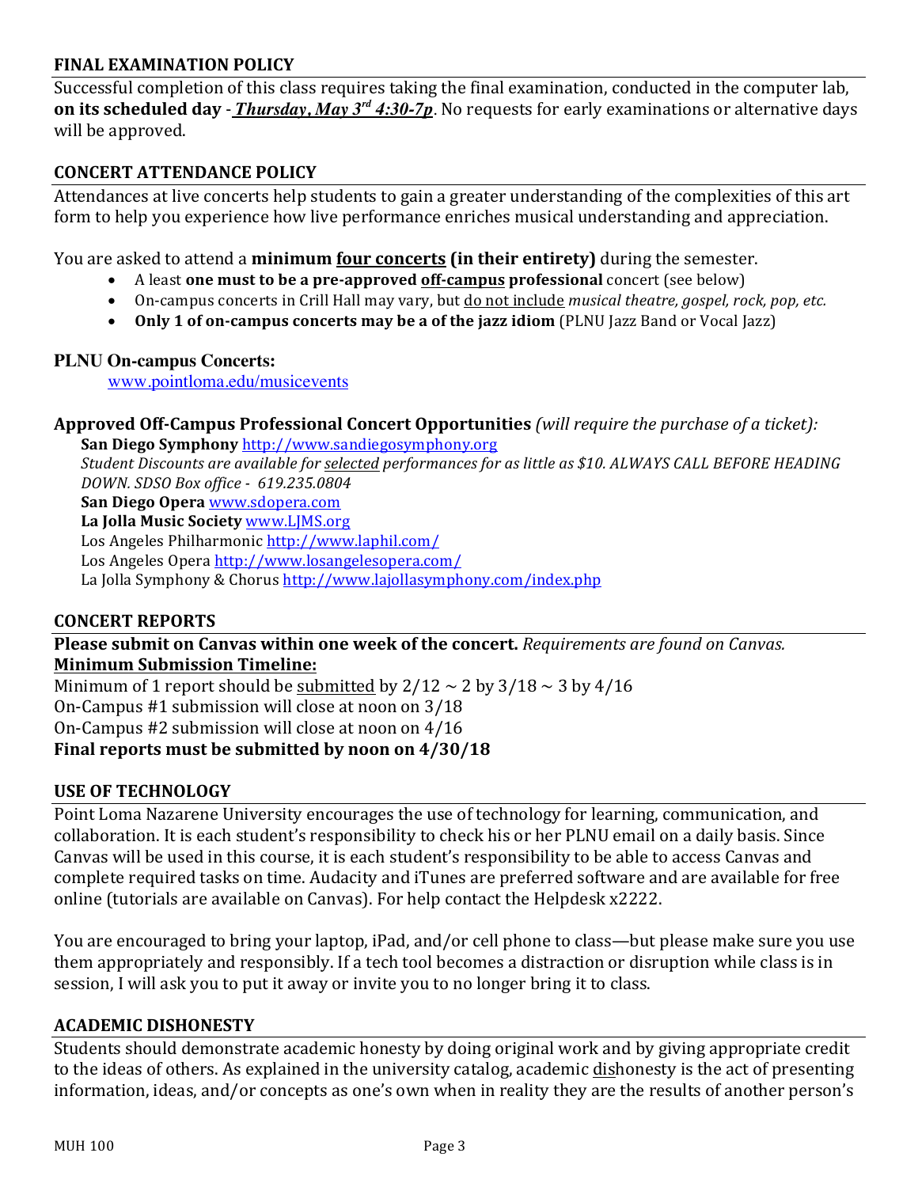## FINAL EXAMINATION POLICY

Successful completion of this class requires taking the final examination, conducted in the computer lab, **on its scheduled day** - ***Thursday, May 3rd 4:30-7p***. No requests for early examinations or alternative days will be approved.

## CONCERT ATTENDANCE POLICY

Attendances at live concerts help students to gain a greater understanding of the complexities of this art form to help you experience how live performance enriches musical understanding and appreciation.

You are asked to attend a **minimum four concerts (in their entirety)** during the semester.

- A least **one must to be a pre-approved off-campus professional** concert (see below)
- On-campus concerts in Crill Hall may vary, but do not include *musical theatre, gospel, rock, pop, etc.*
- **Only 1 of on-campus concerts may be a of the jazz idiom** (PLNU Jazz Band or Vocal Jazz)

**PLNU On-campus Concerts:**

www.pointloma.edu/musicevents

**Approved Off-Campus Professional Concert Opportunities** *(will require the purchase of a ticket):*

**San Diego Symphony** http://www.sandiegosymphony.org
*Student Discounts are available for selected performances for as little as $10. ALWAYS CALL BEFORE HEADING DOWN. SDSO Box office - 619.235.0804*
**San Diego Opera** www.sdopera.com
**La Jolla Music Society** www.LJMS.org
Los Angeles Philharmonic http://www.laphil.com/
Los Angeles Opera http://www.losangelesopera.com/
La Jolla Symphony & Chorus http://www.lajollasymphony.com/index.php

## CONCERT REPORTS

**Please submit on Canvas within one week of the concert.** *Requirements are found on Canvas.*
**Minimum Submission Timeline:**
Minimum of 1 report should be submitted by 2/12 ~ 2 by 3/18 ~ 3 by 4/16
On-Campus #1 submission will close at noon on 3/18
On-Campus #2 submission will close at noon on 4/16
**Final reports must be submitted by noon on 4/30/18**

## USE OF TECHNOLOGY

Point Loma Nazarene University encourages the use of technology for learning, communication, and collaboration. It is each student's responsibility to check his or her PLNU email on a daily basis. Since Canvas will be used in this course, it is each student's responsibility to be able to access Canvas and complete required tasks on time. Audacity and iTunes are preferred software and are available for free online (tutorials are available on Canvas). For help contact the Helpdesk x2222.

You are encouraged to bring your laptop, iPad, and/or cell phone to class—but please make sure you use them appropriately and responsibly. If a tech tool becomes a distraction or disruption while class is in session, I will ask you to put it away or invite you to no longer bring it to class.

## ACADEMIC DISHONESTY

Students should demonstrate academic honesty by doing original work and by giving appropriate credit to the ideas of others. As explained in the university catalog, academic dishonesty is the act of presenting information, ideas, and/or concepts as one's own when in reality they are the results of another person's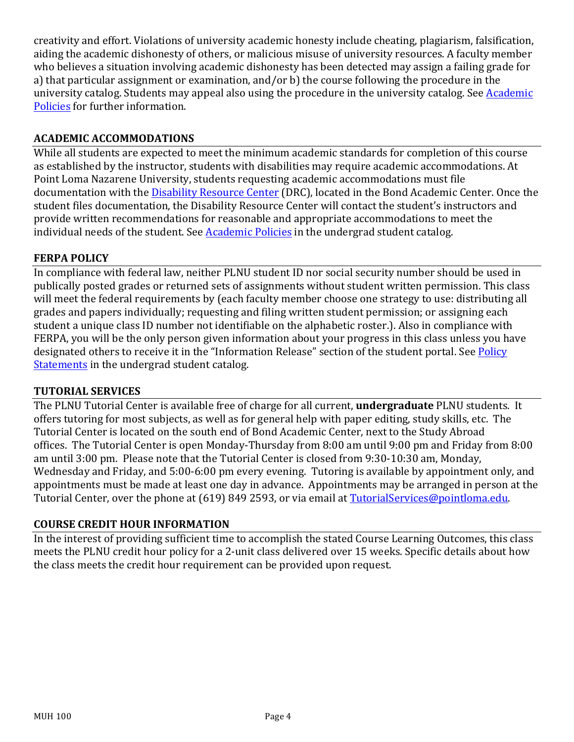creativity and effort. Violations of university academic honesty include cheating, plagiarism, falsification, aiding the academic dishonesty of others, or malicious misuse of university resources. A faculty member who believes a situation involving academic dishonesty has been detected may assign a failing grade for a) that particular assignment or examination, and/or b) the course following the procedure in the university catalog. Students may appeal also using the procedure in the university catalog. See Academic Policies for further information.

## ACADEMIC ACCOMMODATIONS

While all students are expected to meet the minimum academic standards for completion of this course as established by the instructor, students with disabilities may require academic accommodations. At Point Loma Nazarene University, students requesting academic accommodations must file documentation with the Disability Resource Center (DRC), located in the Bond Academic Center. Once the student files documentation, the Disability Resource Center will contact the student's instructors and provide written recommendations for reasonable and appropriate accommodations to meet the individual needs of the student. See Academic Policies in the undergrad student catalog.

## FERPA POLICY

In compliance with federal law, neither PLNU student ID nor social security number should be used in publically posted grades or returned sets of assignments without student written permission. This class will meet the federal requirements by (each faculty member choose one strategy to use: distributing all grades and papers individually; requesting and filing written student permission; or assigning each student a unique class ID number not identifiable on the alphabetic roster.). Also in compliance with FERPA, you will be the only person given information about your progress in this class unless you have designated others to receive it in the "Information Release" section of the student portal. See Policy Statements in the undergrad student catalog.

## TUTORIAL SERVICES

The PLNU Tutorial Center is available free of charge for all current, **undergraduate** PLNU students. It offers tutoring for most subjects, as well as for general help with paper editing, study skills, etc. The Tutorial Center is located on the south end of Bond Academic Center, next to the Study Abroad offices. The Tutorial Center is open Monday-Thursday from 8:00 am until 9:00 pm and Friday from 8:00 am until 3:00 pm. Please note that the Tutorial Center is closed from 9:30-10:30 am, Monday, Wednesday and Friday, and 5:00-6:00 pm every evening. Tutoring is available by appointment only, and appointments must be made at least one day in advance. Appointments may be arranged in person at the Tutorial Center, over the phone at (619) 849 2593, or via email at TutorialServices@pointloma.edu.

## COURSE CREDIT HOUR INFORMATION

In the interest of providing sufficient time to accomplish the stated Course Learning Outcomes, this class meets the PLNU credit hour policy for a 2-unit class delivered over 15 weeks. Specific details about how the class meets the credit hour requirement can be provided upon request.